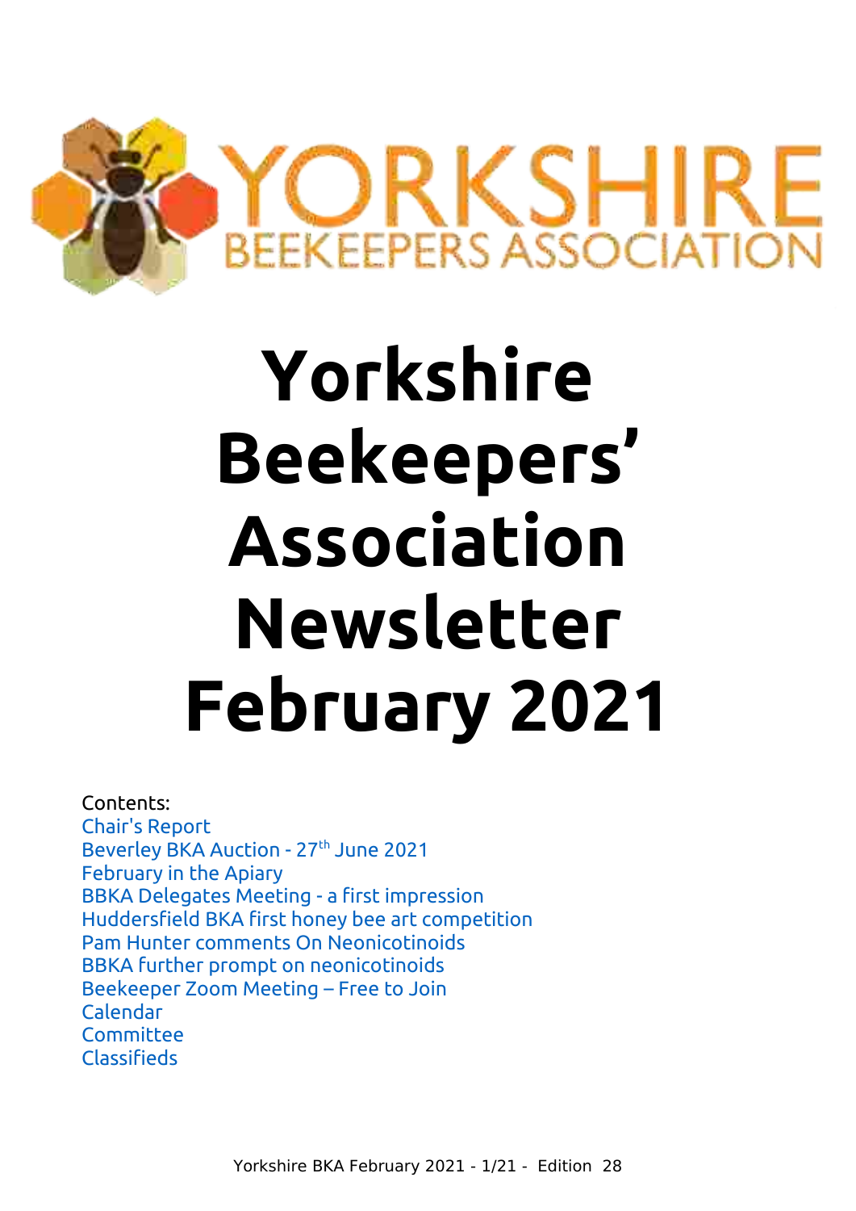YORKSHIRE BEEKEEPERS ASSOCIATION

# Yorkshire Beekeepers' Association Newsletter February 2021

Contents:

- Chair's Report
- Beverley BKA Auction - 27th June 2021
- February in the Apiary
- BBKA Delegates Meeting - a first impression
- Huddersfield BKA first honey bee art competition
- Pam Hunter comments On Neonicotinoids
- BBKA further prompt on neonicotinoids
- Beekeeper Zoom Meeting – Free to Join
- Calendar
- Committee
- Classifieds

Yorkshire BKA February 2021 - 1/21 - Edition 28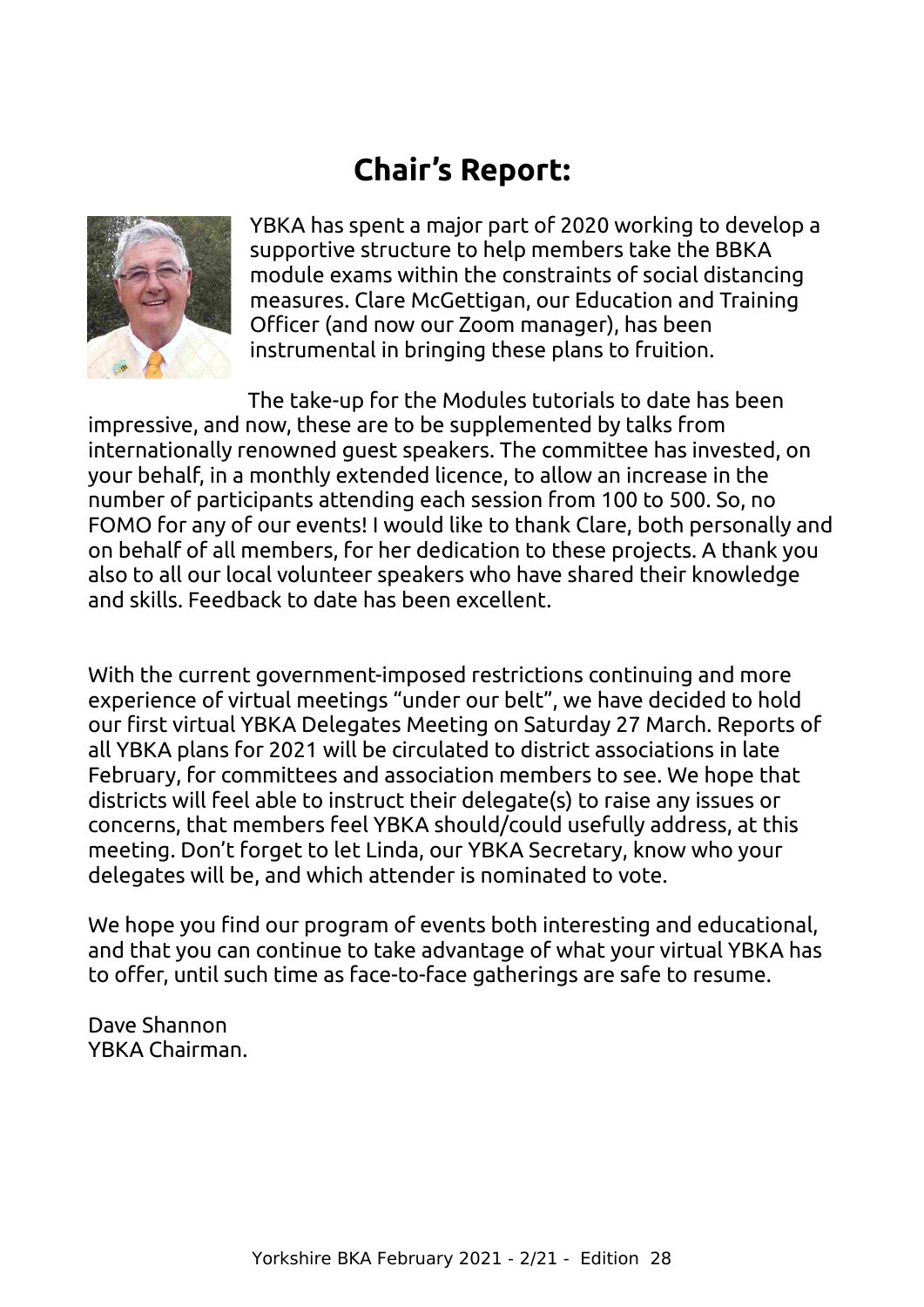# Chair's Report:

YBKA has spent a major part of 2020 working to develop a supportive structure to help members take the BBKA module exams within the constraints of social distancing measures. Clare McGettigan, our Education and Training Officer (and now our Zoom manager), has been instrumental in bringing these plans to fruition.

The take-up for the Modules tutorials to date has been impressive, and now, these are to be supplemented by talks from internationally renowned guest speakers. The committee has invested, on your behalf, in a monthly extended licence, to allow an increase in the number of participants attending each session from 100 to 500. So, no FOMO for any of our events! I would like to thank Clare, both personally and on behalf of all members, for her dedication to these projects. A thank you also to all our local volunteer speakers who have shared their knowledge and skills. Feedback to date has been excellent.

With the current government-imposed restrictions continuing and more experience of virtual meetings "under our belt", we have decided to hold our first virtual YBKA Delegates Meeting on Saturday 27 March. Reports of all YBKA plans for 2021 will be circulated to district associations in late February, for committees and association members to see. We hope that districts will feel able to instruct their delegate(s) to raise any issues or concerns, that members feel YBKA should/could usefully address, at this meeting. Don't forget to let Linda, our YBKA Secretary, know who your delegates will be, and which attender is nominated to vote.

We hope you find our program of events both interesting and educational, and that you can continue to take advantage of what your virtual YBKA has to offer, until such time as face-to-face gatherings are safe to resume.

Dave Shannon
YBKA Chairman.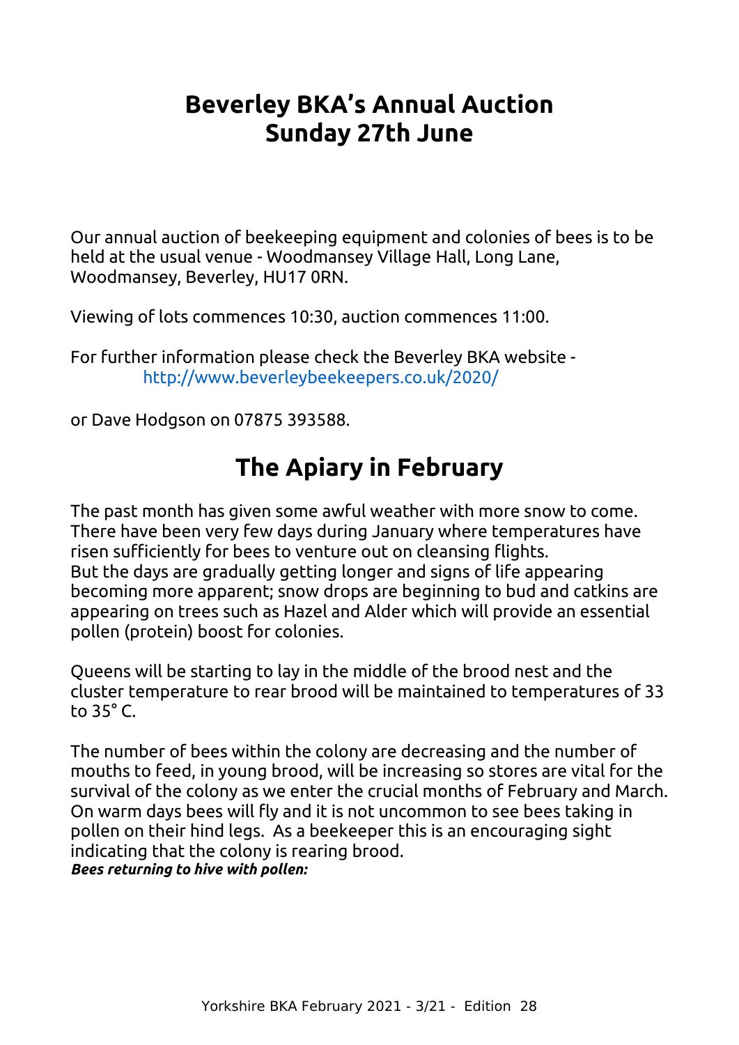# Beverley BKA's Annual Auction
# Sunday 27th June

Our annual auction of beekeeping equipment and colonies of bees is to be held at the usual venue - Woodmansey Village Hall, Long Lane, Woodmansey, Beverley, HU17 0RN.

Viewing of lots commences 10:30, auction commences 11:00.

For further information please check the Beverley BKA website - http://www.beverleybeekeepers.co.uk/2020/

or Dave Hodgson on 07875 393588.

# The Apiary in February

The past month has given some awful weather with more snow to come. There have been very few days during January where temperatures have risen sufficiently for bees to venture out on cleansing flights.
But the days are gradually getting longer and signs of life appearing becoming more apparent; snow drops are beginning to bud and catkins are appearing on trees such as Hazel and Alder which will provide an essential pollen (protein) boost for colonies.

Queens will be starting to lay in the middle of the brood nest and the cluster temperature to rear brood will be maintained to temperatures of 33 to 35° C.

The number of bees within the colony are decreasing and the number of mouths to feed, in young brood, will be increasing so stores are vital for the survival of the colony as we enter the crucial months of February and March. On warm days bees will fly and it is not uncommon to see bees taking in pollen on their hind legs. As a beekeeper this is an encouraging sight indicating that the colony is rearing brood.

***Bees returning to hive with pollen:***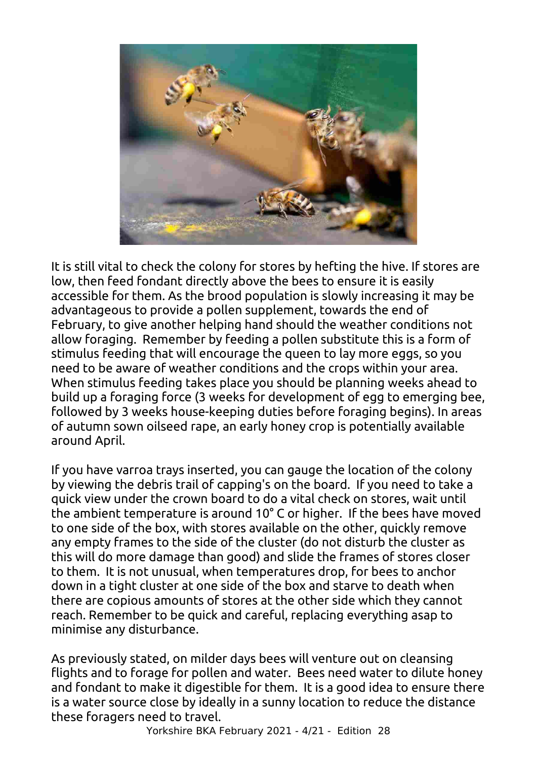It is still vital to check the colony for stores by hefting the hive. If stores are low, then feed fondant directly above the bees to ensure it is easily accessible for them. As the brood population is slowly increasing it may be advantageous to provide a pollen supplement, towards the end of February, to give another helping hand should the weather conditions not allow foraging. Remember by feeding a pollen substitute this is a form of stimulus feeding that will encourage the queen to lay more eggs, so you need to be aware of weather conditions and the crops within your area. When stimulus feeding takes place you should be planning weeks ahead to build up a foraging force (3 weeks for development of egg to emerging bee, followed by 3 weeks house-keeping duties before foraging begins). In areas of autumn sown oilseed rape, an early honey crop is potentially available around April.

If you have varroa trays inserted, you can gauge the location of the colony by viewing the debris trail of capping's on the board. If you need to take a quick view under the crown board to do a vital check on stores, wait until the ambient temperature is around 10° C or higher. If the bees have moved to one side of the box, with stores available on the other, quickly remove any empty frames to the side of the cluster (do not disturb the cluster as this will do more damage than good) and slide the frames of stores closer to them. It is not unusual, when temperatures drop, for bees to anchor down in a tight cluster at one side of the box and starve to death when there are copious amounts of stores at the other side which they cannot reach. Remember to be quick and careful, replacing everything asap to minimise any disturbance.

As previously stated, on milder days bees will venture out on cleansing flights and to forage for pollen and water. Bees need water to dilute honey and fondant to make it digestible for them. It is a good idea to ensure there is a water source close by ideally in a sunny location to reduce the distance these foragers need to travel.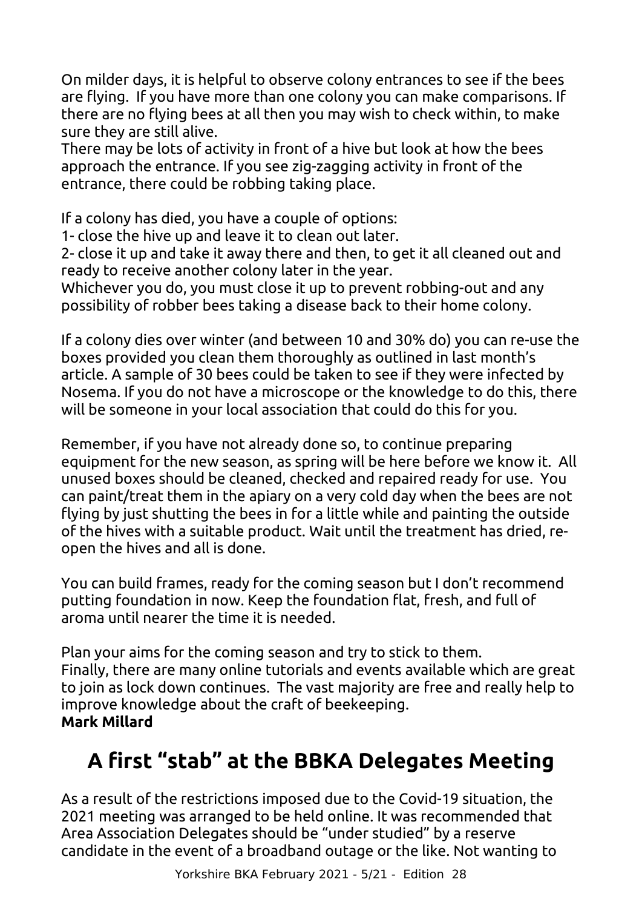On milder days, it is helpful to observe colony entrances to see if the bees are flying. If you have more than one colony you can make comparisons. If there are no flying bees at all then you may wish to check within, to make sure they are still alive.
There may be lots of activity in front of a hive but look at how the bees approach the entrance. If you see zig-zagging activity in front of the entrance, there could be robbing taking place.

If a colony has died, you have a couple of options:
1- close the hive up and leave it to clean out later.
2- close it up and take it away there and then, to get it all cleaned out and ready to receive another colony later in the year.
Whichever you do, you must close it up to prevent robbing-out and any possibility of robber bees taking a disease back to their home colony.

If a colony dies over winter (and between 10 and 30% do) you can re-use the boxes provided you clean them thoroughly as outlined in last month's article. A sample of 30 bees could be taken to see if they were infected by Nosema. If you do not have a microscope or the knowledge to do this, there will be someone in your local association that could do this for you.

Remember, if you have not already done so, to continue preparing equipment for the new season, as spring will be here before we know it. All unused boxes should be cleaned, checked and repaired ready for use. You can paint/treat them in the apiary on a very cold day when the bees are not flying by just shutting the bees in for a little while and painting the outside of the hives with a suitable product. Wait until the treatment has dried, re-open the hives and all is done.

You can build frames, ready for the coming season but I don't recommend putting foundation in now. Keep the foundation flat, fresh, and full of aroma until nearer the time it is needed.

Plan your aims for the coming season and try to stick to them.
Finally, there are many online tutorials and events available which are great to join as lock down continues. The vast majority are free and really help to improve knowledge about the craft of beekeeping.
**Mark Millard**

## A first "stab" at the BBKA Delegates Meeting

As a result of the restrictions imposed due to the Covid-19 situation, the 2021 meeting was arranged to be held online. It was recommended that Area Association Delegates should be "under studied" by a reserve candidate in the event of a broadband outage or the like. Not wanting to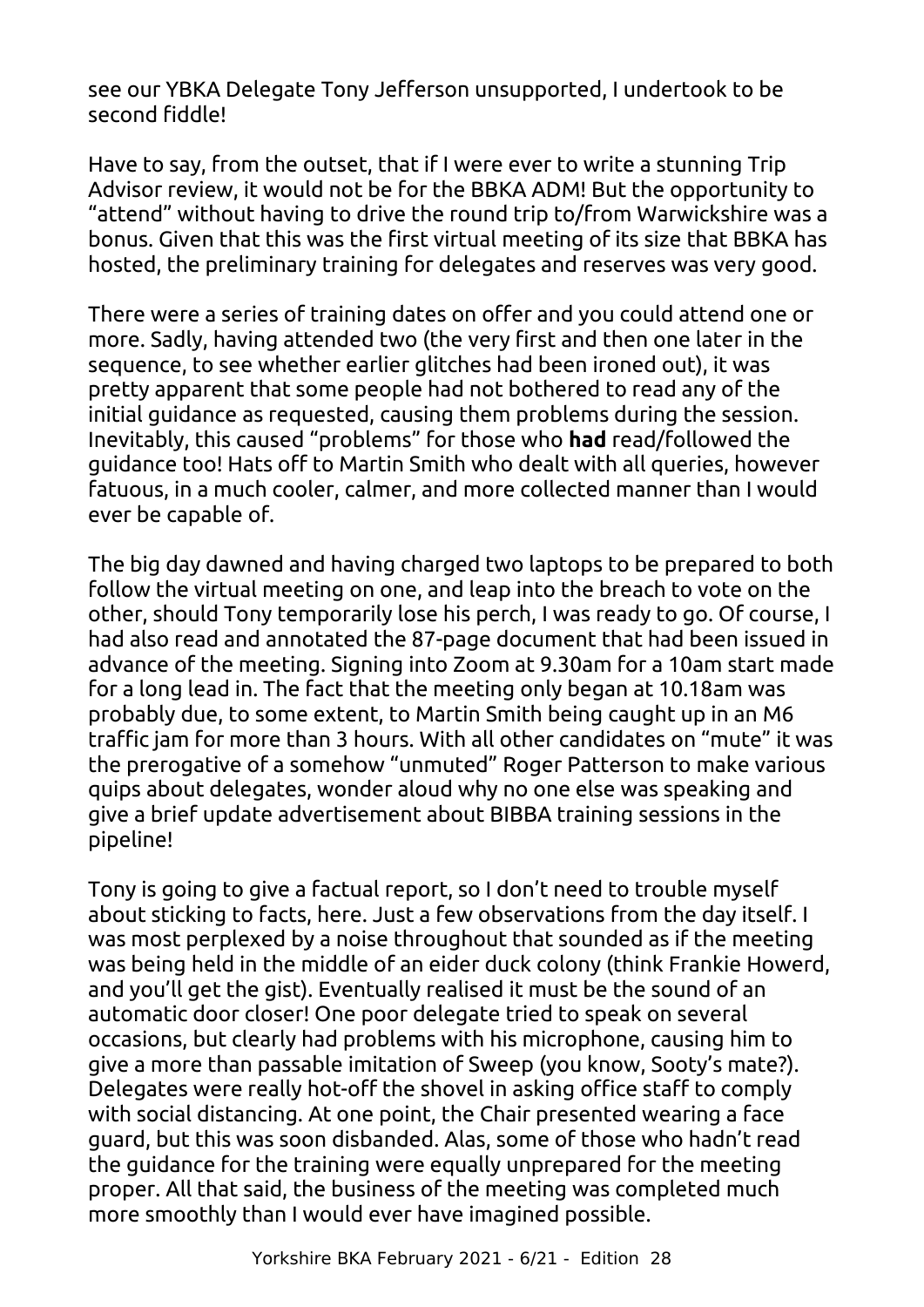see our YBKA Delegate Tony Jefferson unsupported, I undertook to be second fiddle!

Have to say, from the outset, that if I were ever to write a stunning Trip Advisor review, it would not be for the BBKA ADM! But the opportunity to "attend" without having to drive the round trip to/from Warwickshire was a bonus. Given that this was the first virtual meeting of its size that BBKA has hosted, the preliminary training for delegates and reserves was very good.

There were a series of training dates on offer and you could attend one or more. Sadly, having attended two (the very first and then one later in the sequence, to see whether earlier glitches had been ironed out), it was pretty apparent that some people had not bothered to read any of the initial guidance as requested, causing them problems during the session. Inevitably, this caused "problems" for those who **had** read/followed the guidance too! Hats off to Martin Smith who dealt with all queries, however fatuous, in a much cooler, calmer, and more collected manner than I would ever be capable of.

The big day dawned and having charged two laptops to be prepared to both follow the virtual meeting on one, and leap into the breach to vote on the other, should Tony temporarily lose his perch, I was ready to go. Of course, I had also read and annotated the 87-page document that had been issued in advance of the meeting. Signing into Zoom at 9.30am for a 10am start made for a long lead in. The fact that the meeting only began at 10.18am was probably due, to some extent, to Martin Smith being caught up in an M6 traffic jam for more than 3 hours. With all other candidates on "mute" it was the prerogative of a somehow "unmuted" Roger Patterson to make various quips about delegates, wonder aloud why no one else was speaking and give a brief update advertisement about BIBBA training sessions in the pipeline!

Tony is going to give a factual report, so I don't need to trouble myself about sticking to facts, here. Just a few observations from the day itself. I was most perplexed by a noise throughout that sounded as if the meeting was being held in the middle of an eider duck colony (think Frankie Howerd, and you'll get the gist). Eventually realised it must be the sound of an automatic door closer! One poor delegate tried to speak on several occasions, but clearly had problems with his microphone, causing him to give a more than passable imitation of Sweep (you know, Sooty's mate?). Delegates were really hot-off the shovel in asking office staff to comply with social distancing. At one point, the Chair presented wearing a face guard, but this was soon disbanded. Alas, some of those who hadn't read the guidance for the training were equally unprepared for the meeting proper. All that said, the business of the meeting was completed much more smoothly than I would ever have imagined possible.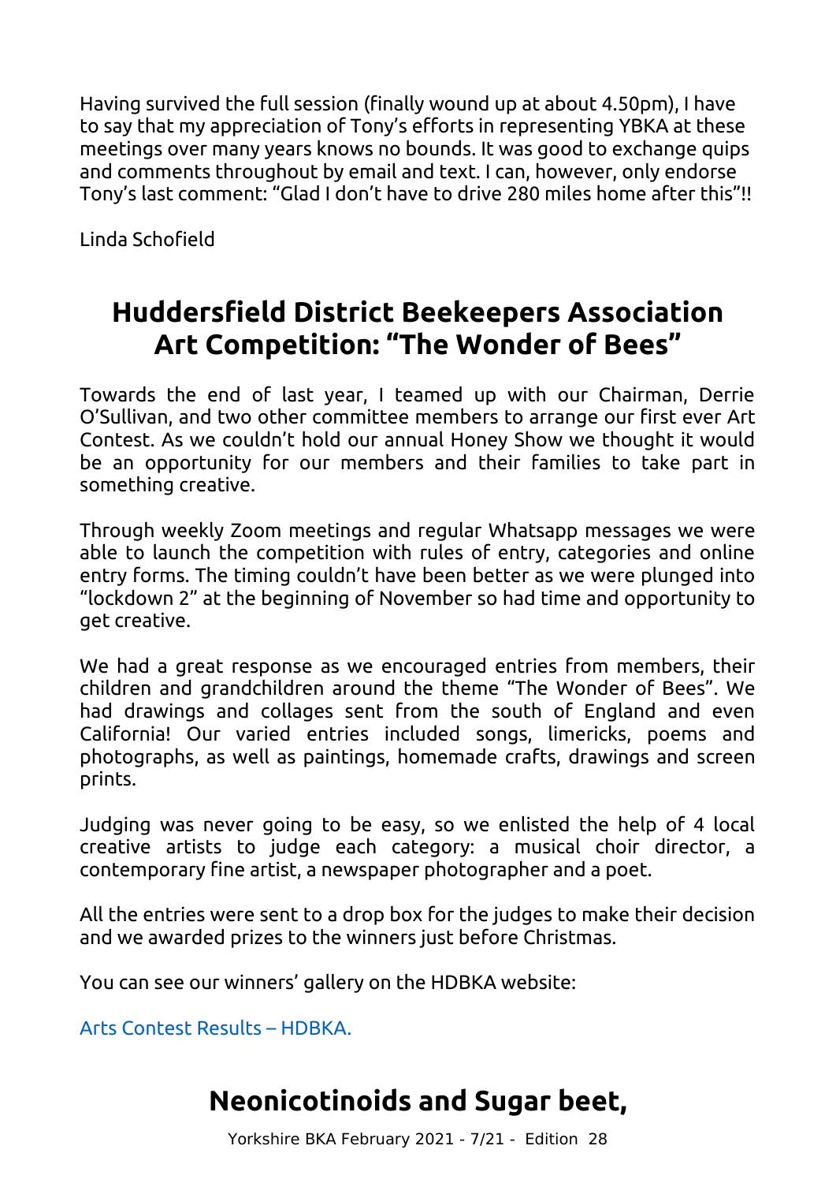Having survived the full session (finally wound up at about 4.50pm), I have to say that my appreciation of Tony's efforts in representing YBKA at these meetings over many years knows no bounds. It was good to exchange quips and comments throughout by email and text. I can, however, only endorse Tony's last comment: "Glad I don't have to drive 280 miles home after this"!!

Linda Schofield

## Huddersfield District Beekeepers Association Art Competition: "The Wonder of Bees"

Towards the end of last year, I teamed up with our Chairman, Derrie O'Sullivan, and two other committee members to arrange our first ever Art Contest. As we couldn't hold our annual Honey Show we thought it would be an opportunity for our members and their families to take part in something creative.

Through weekly Zoom meetings and regular Whatsapp messages we were able to launch the competition with rules of entry, categories and online entry forms. The timing couldn't have been better as we were plunged into "lockdown 2" at the beginning of November so had time and opportunity to get creative.

We had a great response as we encouraged entries from members, their children and grandchildren around the theme "The Wonder of Bees". We had drawings and collages sent from the south of England and even California! Our varied entries included songs, limericks, poems and photographs, as well as paintings, homemade crafts, drawings and screen prints.

Judging was never going to be easy, so we enlisted the help of 4 local creative artists to judge each category: a musical choir director, a contemporary fine artist, a newspaper photographer and a poet.

All the entries were sent to a drop box for the judges to make their decision and we awarded prizes to the winners just before Christmas.

You can see our winners' gallery on the HDBKA website:

Arts Contest Results – HDBKA.

## Neonicotinoids and Sugar beet,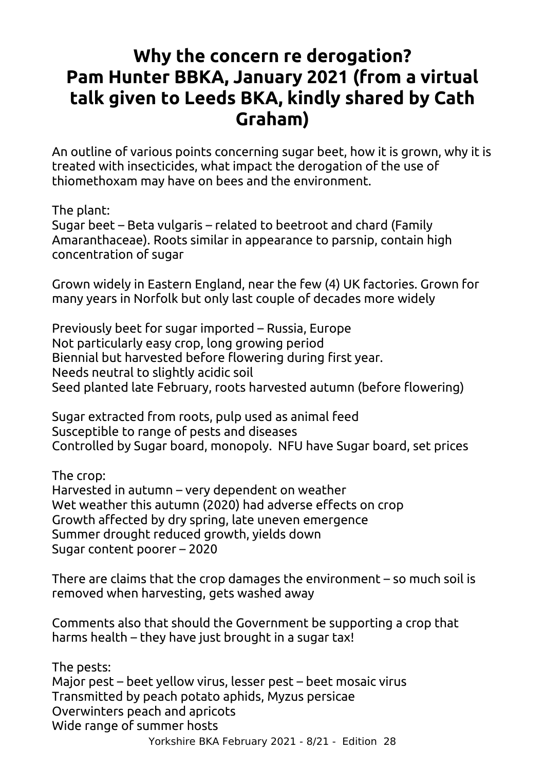# Why the concern re derogation?
# Pam Hunter BBKA, January 2021 (from a virtual talk given to Leeds BKA, kindly shared by Cath Graham)

An outline of various points concerning sugar beet, how it is grown, why it is treated with insecticides, what impact the derogation of the use of thiomethoxam may have on bees and the environment.

The plant:
Sugar beet – Beta vulgaris – related to beetroot and chard (Family Amaranthaceae). Roots similar in appearance to parsnip, contain high concentration of sugar

Grown widely in Eastern England, near the few (4) UK factories. Grown for many years in Norfolk but only last couple of decades more widely

Previously beet for sugar imported – Russia, Europe
Not particularly easy crop, long growing period
Biennial but harvested before flowering during first year.
Needs neutral to slightly acidic soil
Seed planted late February, roots harvested autumn (before flowering)

Sugar extracted from roots, pulp used as animal feed
Susceptible to range of pests and diseases
Controlled by Sugar board, monopoly. NFU have Sugar board, set prices

The crop:
Harvested in autumn – very dependent on weather
Wet weather this autumn (2020) had adverse effects on crop
Growth affected by dry spring, late uneven emergence
Summer drought reduced growth, yields down
Sugar content poorer – 2020

There are claims that the crop damages the environment – so much soil is removed when harvesting, gets washed away

Comments also that should the Government be supporting a crop that harms health – they have just brought in a sugar tax!

The pests:
Major pest – beet yellow virus, lesser pest – beet mosaic virus
Transmitted by peach potato aphids, Myzus persicae
Overwinters peach and apricots
Wide range of summer hosts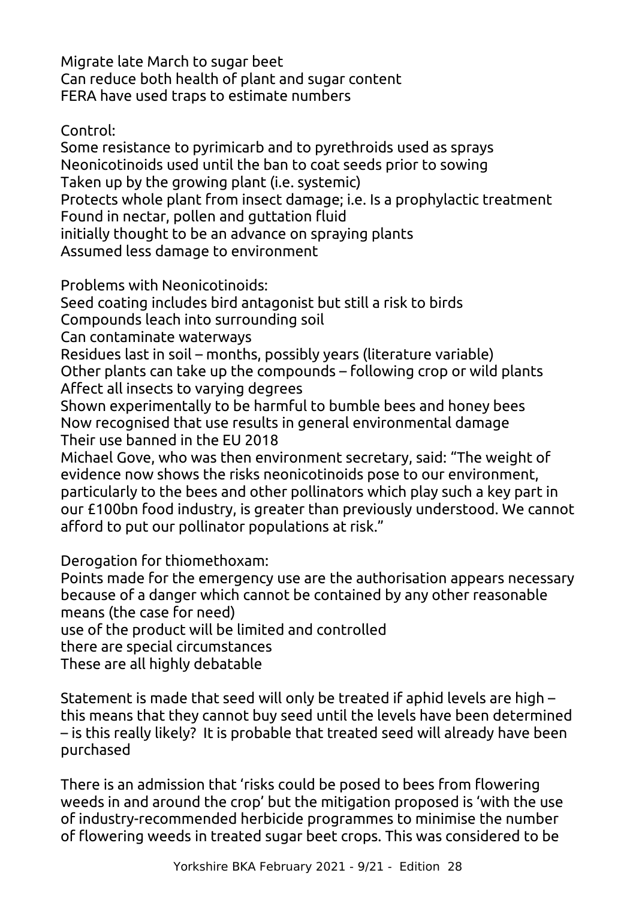Migrate late March to sugar beet
Can reduce both health of plant and sugar content
FERA have used traps to estimate numbers

Control:
Some resistance to pyrimicarb and to pyrethroids used as sprays
Neonicotinoids used until the ban to coat seeds prior to sowing
Taken up by the growing plant (i.e. systemic)
Protects whole plant from insect damage; i.e. Is a prophylactic treatment
Found in nectar, pollen and guttation fluid
initially thought to be an advance on spraying plants
Assumed less damage to environment

Problems with Neonicotinoids:
Seed coating includes bird antagonist but still a risk to birds
Compounds leach into surrounding soil
Can contaminate waterways
Residues last in soil – months, possibly years (literature variable)
Other plants can take up the compounds – following crop or wild plants
Affect all insects to varying degrees
Shown experimentally to be harmful to bumble bees and honey bees
Now recognised that use results in general environmental damage
Their use banned in the EU 2018
Michael Gove, who was then environment secretary, said: "The weight of evidence now shows the risks neonicotinoids pose to our environment, particularly to the bees and other pollinators which play such a key part in our £100bn food industry, is greater than previously understood. We cannot afford to put our pollinator populations at risk."

Derogation for thiomethoxam:
Points made for the emergency use are the authorisation appears necessary because of a danger which cannot be contained by any other reasonable means (the case for need)
use of the product will be limited and controlled
there are special circumstances
These are all highly debatable

Statement is made that seed will only be treated if aphid levels are high – this means that they cannot buy seed until the levels have been determined – is this really likely? It is probable that treated seed will already have been purchased

There is an admission that 'risks could be posed to bees from flowering weeds in and around the crop' but the mitigation proposed is 'with the use of industry-recommended herbicide programmes to minimise the number of flowering weeds in treated sugar beet crops. This was considered to be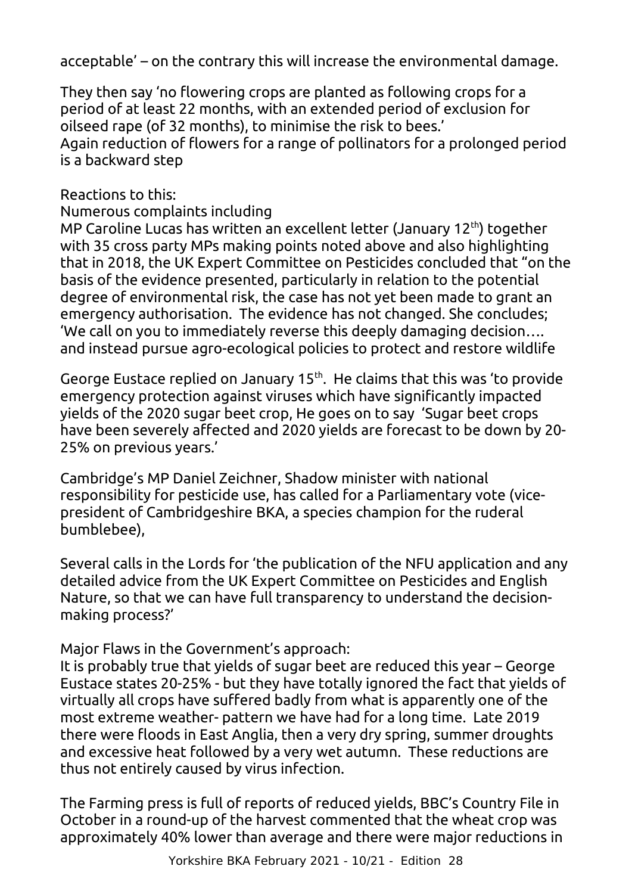acceptable' – on the contrary this will increase the environmental damage.

They then say 'no flowering crops are planted as following crops for a period of at least 22 months, with an extended period of exclusion for oilseed rape (of 32 months), to minimise the risk to bees.'
Again reduction of flowers for a range of pollinators for a prolonged period is a backward step

Reactions to this:
Numerous complaints including
MP Caroline Lucas has written an excellent letter (January 12th) together with 35 cross party MPs making points noted above and also highlighting that in 2018, the UK Expert Committee on Pesticides concluded that "on the basis of the evidence presented, particularly in relation to the potential degree of environmental risk, the case has not yet been made to grant an emergency authorisation. The evidence has not changed. She concludes; 'We call on you to immediately reverse this deeply damaging decision…. and instead pursue agro-ecological policies to protect and restore wildlife

George Eustace replied on January 15th. He claims that this was 'to provide emergency protection against viruses which have significantly impacted yields of the 2020 sugar beet crop, He goes on to say 'Sugar beet crops have been severely affected and 2020 yields are forecast to be down by 20-25% on previous years.'

Cambridge's MP Daniel Zeichner, Shadow minister with national responsibility for pesticide use, has called for a Parliamentary vote (vice-president of Cambridgeshire BKA, a species champion for the ruderal bumblebee),

Several calls in the Lords for 'the publication of the NFU application and any detailed advice from the UK Expert Committee on Pesticides and English Nature, so that we can have full transparency to understand the decision-making process?'

Major Flaws in the Government's approach:
It is probably true that yields of sugar beet are reduced this year – George Eustace states 20-25% - but they have totally ignored the fact that yields of virtually all crops have suffered badly from what is apparently one of the most extreme weather- pattern we have had for a long time. Late 2019 there were floods in East Anglia, then a very dry spring, summer droughts and excessive heat followed by a very wet autumn. These reductions are thus not entirely caused by virus infection.

The Farming press is full of reports of reduced yields, BBC's Country File in October in a round-up of the harvest commented that the wheat crop was approximately 40% lower than average and there were major reductions in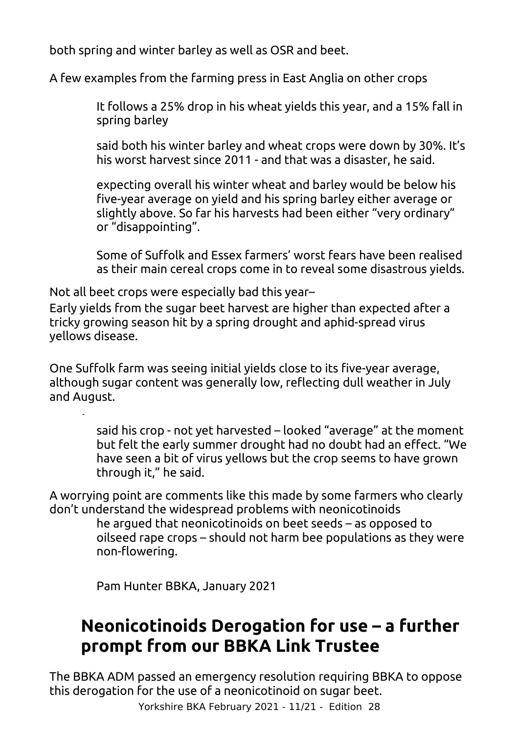both spring and winter barley as well as OSR and beet.

A few examples from the farming press in East Anglia on other crops

> It follows a 25% drop in his wheat yields this year, and a 15% fall in spring barley
>
> said both his winter barley and wheat crops were down by 30%. It's his worst harvest since 2011 - and that was a disaster, he said.
>
> expecting overall his winter wheat and barley would be below his five-year average on yield and his spring barley either average or slightly above. So far his harvests had been either "very ordinary" or "disappointing".
>
> Some of Suffolk and Essex farmers' worst fears have been realised as their main cereal crops come in to reveal some disastrous yields.

Not all beet crops were especially bad this year–

Early yields from the sugar beet harvest are higher than expected after a tricky growing season hit by a spring drought and aphid-spread virus yellows disease.

One Suffolk farm was seeing initial yields close to its five-year average, although sugar content was generally low, reflecting dull weather in July and August.

> said his crop - not yet harvested – looked "average" at the moment but felt the early summer drought had no doubt had an effect. "We have seen a bit of virus yellows but the crop seems to have grown through it," he said.

A worrying point are comments like this made by some farmers who clearly don't understand the widespread problems with neonicotinoids

> he argued that neonicotinoids on beet seeds – as opposed to oilseed rape crops – should not harm bee populations as they were non-flowering.

Pam Hunter BBKA, January 2021

## Neonicotinoids Derogation for use – a further prompt from our BBKA Link Trustee

The BBKA ADM passed an emergency resolution requiring BBKA to oppose this derogation for the use of a neonicotinoid on sugar beet.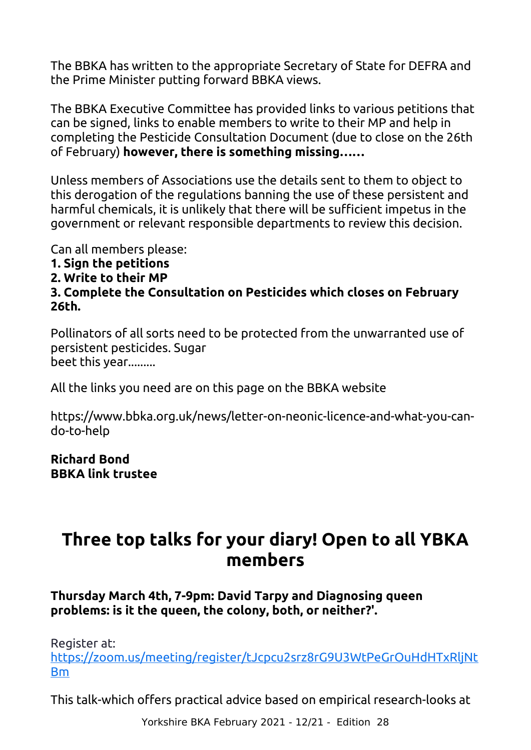The BBKA has written to the appropriate Secretary of State for DEFRA and the Prime Minister putting forward BBKA views.

The BBKA Executive Committee has provided links to various petitions that can be signed, links to enable members to write to their MP and help in completing the Pesticide Consultation Document (due to close on the 26th of February) **however, there is something missing……**

Unless members of Associations use the details sent to them to object to this derogation of the regulations banning the use of these persistent and harmful chemicals, it is unlikely that there will be sufficient impetus in the government or relevant responsible departments to review this decision.

Can all members please:
**1. Sign the petitions**
**2. Write to their MP**
**3. Complete the Consultation on Pesticides which closes on February 26th.**

Pollinators of all sorts need to be protected from the unwarranted use of persistent pesticides. Sugar
beet this year………

All the links you need are on this page on the BBKA website

https://www.bbka.org.uk/news/letter-on-neonic-licence-and-what-you-can-do-to-help

**Richard Bond**
**BBKA link trustee**

# Three top talks for your diary! Open to all YBKA members

**Thursday March 4th, 7-9pm: David Tarpy and Diagnosing queen problems: is it the queen, the colony, both, or neither?'.**

Register at:
https://zoom.us/meeting/register/tJcpcu2srz8rG9U3WtPeGrOuHdHTxRljNtBm

This talk-which offers practical advice based on empirical research-looks at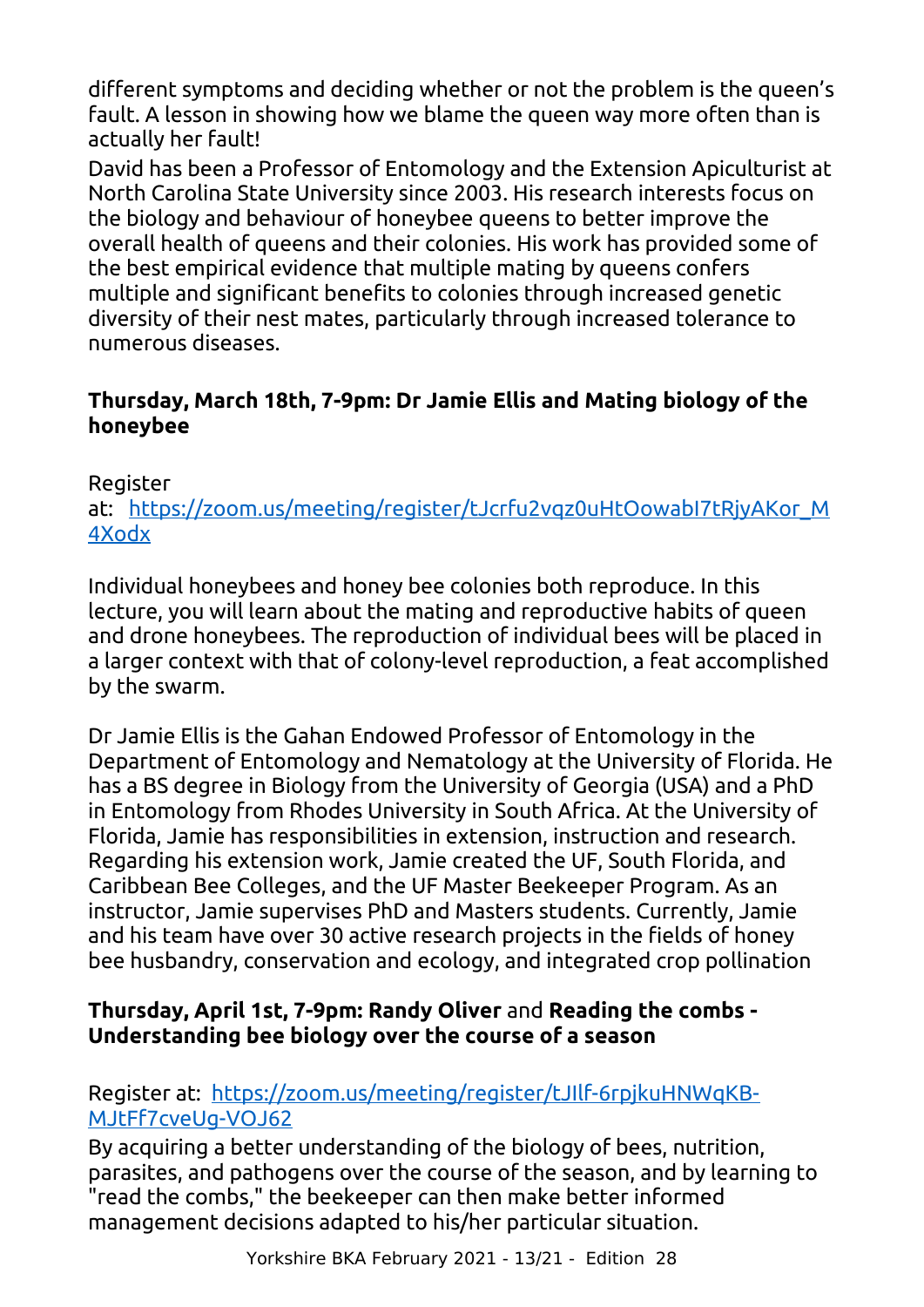different symptoms and deciding whether or not the problem is the queen's fault. A lesson in showing how we blame the queen way more often than is actually her fault!

David has been a Professor of Entomology and the Extension Apiculturist at North Carolina State University since 2003. His research interests focus on the biology and behaviour of honeybee queens to better improve the overall health of queens and their colonies. His work has provided some of the best empirical evidence that multiple mating by queens confers multiple and significant benefits to colonies through increased genetic diversity of their nest mates, particularly through increased tolerance to numerous diseases.

**Thursday, March 18th, 7-9pm: Dr Jamie Ellis and Mating biology of the honeybee**

Register at: https://zoom.us/meeting/register/tJcrfu2vqz0uHtOowabI7tRjyAKor_M4Xodx

Individual honeybees and honey bee colonies both reproduce. In this lecture, you will learn about the mating and reproductive habits of queen and drone honeybees. The reproduction of individual bees will be placed in a larger context with that of colony-level reproduction, a feat accomplished by the swarm.

Dr Jamie Ellis is the Gahan Endowed Professor of Entomology in the Department of Entomology and Nematology at the University of Florida. He has a BS degree in Biology from the University of Georgia (USA) and a PhD in Entomology from Rhodes University in South Africa. At the University of Florida, Jamie has responsibilities in extension, instruction and research. Regarding his extension work, Jamie created the UF, South Florida, and Caribbean Bee Colleges, and the UF Master Beekeeper Program. As an instructor, Jamie supervises PhD and Masters students. Currently, Jamie and his team have over 30 active research projects in the fields of honey bee husbandry, conservation and ecology, and integrated crop pollination

**Thursday, April 1st, 7-9pm: Randy Oliver** and **Reading the combs - Understanding bee biology over the course of a season**

Register at: https://zoom.us/meeting/register/tJIlf-6rpjkuHNWqKB-MJtFf7cveUg-VOJ62

By acquiring a better understanding of the biology of bees, nutrition, parasites, and pathogens over the course of the season, and by learning to "read the combs," the beekeeper can then make better informed management decisions adapted to his/her particular situation.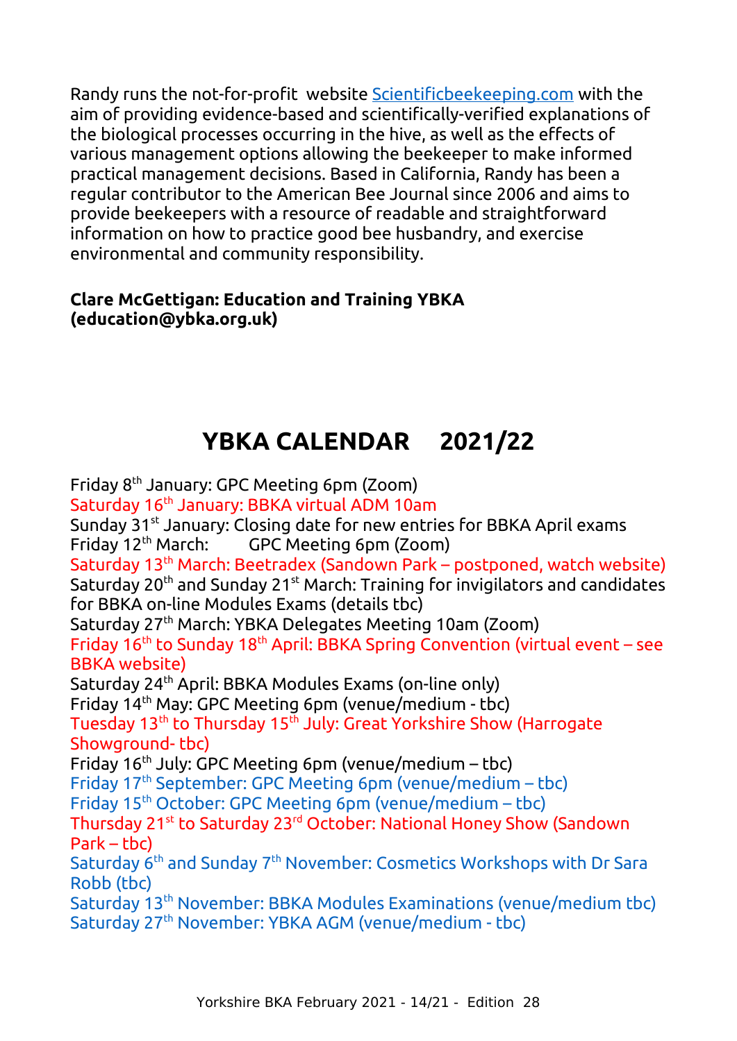Randy runs the not-for-profit website [Scientificbeekeeping.com](http://Scientificbeekeeping.com) with the aim of providing evidence-based and scientifically-verified explanations of the biological processes occurring in the hive, as well as the effects of various management options allowing the beekeeper to make informed practical management decisions. Based in California, Randy has been a regular contributor to the American Bee Journal since 2006 and aims to provide beekeepers with a resource of readable and straightforward information on how to practice good bee husbandry, and exercise environmental and community responsibility.

**Clare McGettigan: Education and Training YBKA (education@ybka.org.uk)**

# YBKA CALENDAR 2021/22

Friday 8th January: GPC Meeting 6pm (Zoom)
Saturday 16th January: BBKA virtual ADM 10am
Sunday 31st January: Closing date for new entries for BBKA April exams
Friday 12th March: GPC Meeting 6pm (Zoom)
Saturday 13th March: Beetradex (Sandown Park – postponed, watch website)
Saturday 20th and Sunday 21st March: Training for invigilators and candidates for BBKA on-line Modules Exams (details tbc)
Saturday 27th March: YBKA Delegates Meeting 10am (Zoom)
Friday 16th to Sunday 18th April: BBKA Spring Convention (virtual event – see BBKA website)
Saturday 24th April: BBKA Modules Exams (on-line only)
Friday 14th May: GPC Meeting 6pm (venue/medium - tbc)
Tuesday 13th to Thursday 15th July: Great Yorkshire Show (Harrogate Showground- tbc)
Friday 16th July: GPC Meeting 6pm (venue/medium – tbc)
Friday 17th September: GPC Meeting 6pm (venue/medium – tbc)
Friday 15th October: GPC Meeting 6pm (venue/medium – tbc)
Thursday 21st to Saturday 23rd October: National Honey Show (Sandown Park – tbc)
Saturday 6th and Sunday 7th November: Cosmetics Workshops with Dr Sara Robb (tbc)
Saturday 13th November: BBKA Modules Examinations (venue/medium tbc)
Saturday 27th November: YBKA AGM (venue/medium - tbc)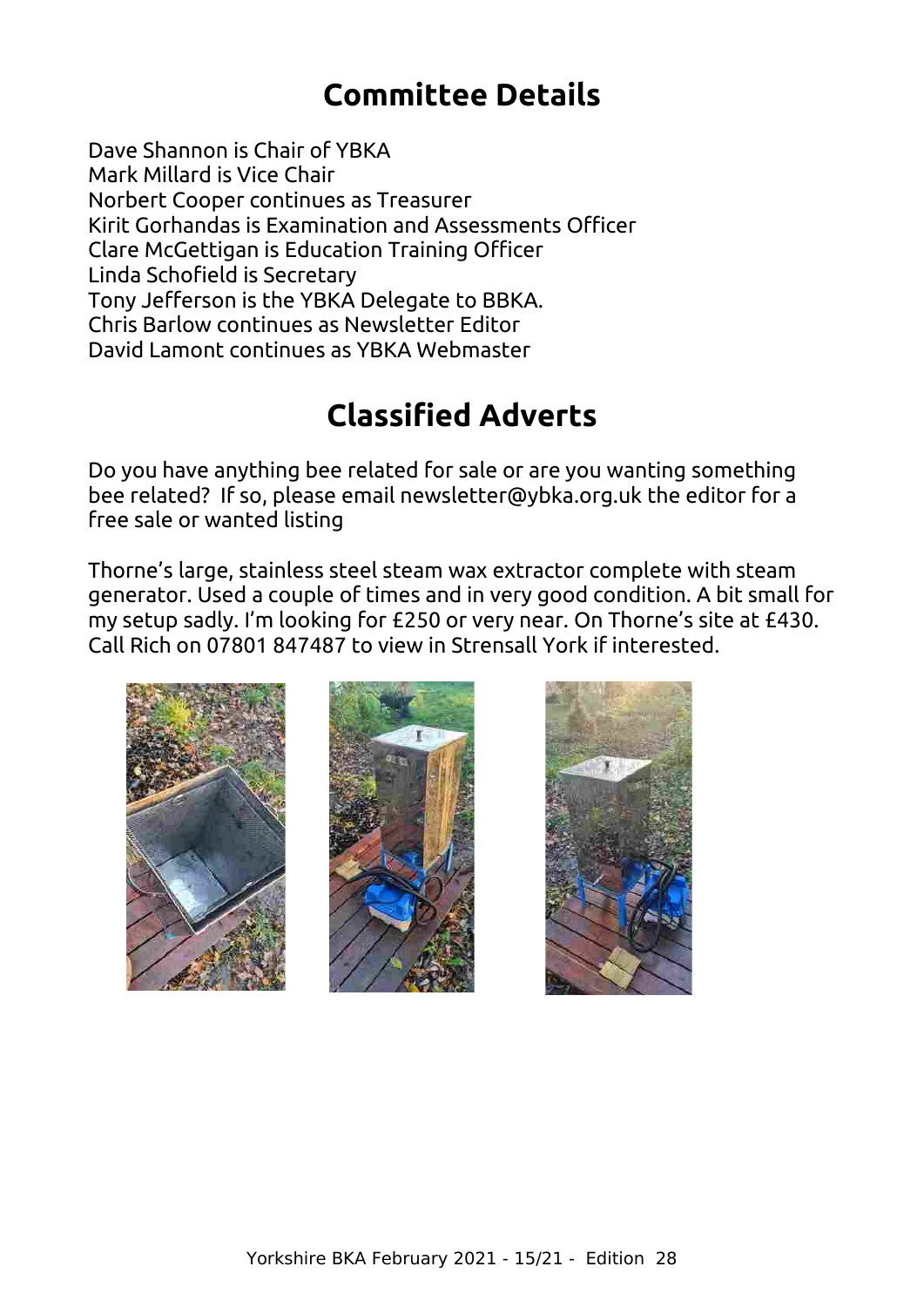# Committee Details

Dave Shannon is Chair of YBKA
Mark Millard is Vice Chair
Norbert Cooper continues as Treasurer
Kirit Gorhandas is Examination and Assessments Officer
Clare McGettigan is Education Training Officer
Linda Schofield is Secretary
Tony Jefferson is the YBKA Delegate to BBKA.
Chris Barlow continues as Newsletter Editor
David Lamont continues as YBKA Webmaster

# Classified Adverts

Do you have anything bee related for sale or are you wanting something bee related? If so, please email newsletter@ybka.org.uk the editor for a free sale or wanted listing

Thorne's large, stainless steel steam wax extractor complete with steam generator. Used a couple of times and in very good condition. A bit small for my setup sadly. I'm looking for £250 or very near. On Thorne's site at £430. Call Rich on 07801 847487 to view in Strensall York if interested.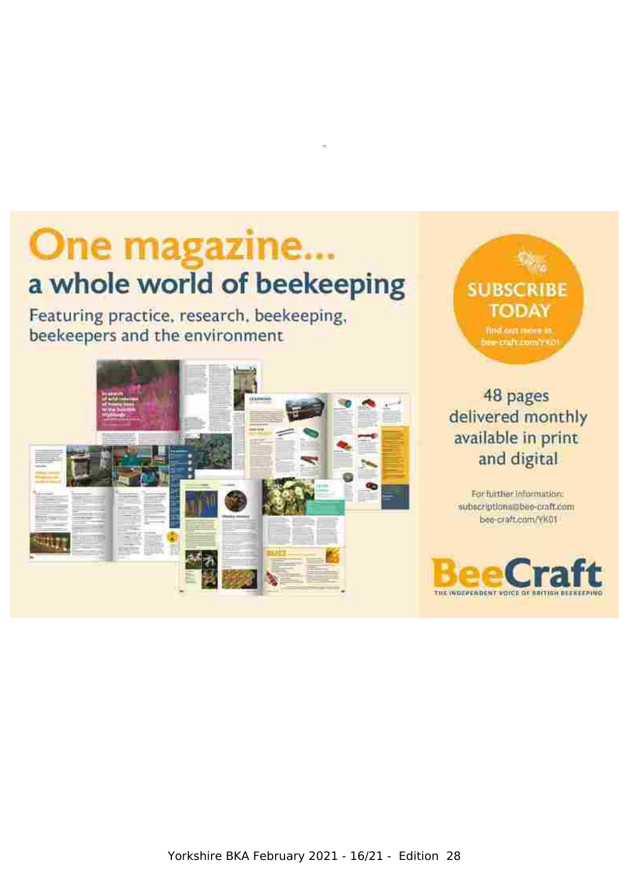# One magazine...

## a whole world of beekeeping

Featuring practice, research, beekeeping, beekeepers and the environment

**SUBSCRIBE TODAY**

Find out more at bee-craft.com/YK01

48 pages delivered monthly available in print and digital

For further information:
subscriptions@bee-craft.com
bee-craft.com/YK01

**BeeCraft**
THE INDEPENDENT VOICE OF BRITISH BEEKEEPING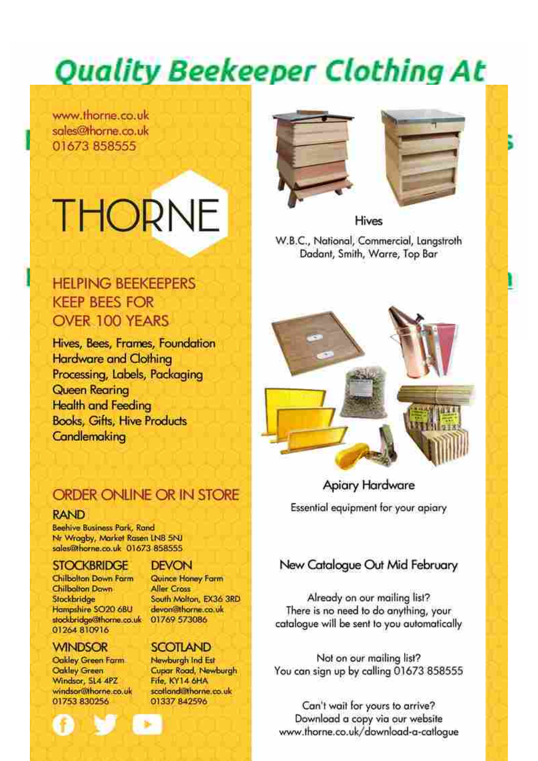# Quality Beekeeper Clothing At

www.thorne.co.uk
sales@thorne.co.uk
01673 858555

# THORNE

## HELPING BEEKEEPERS KEEP BEES FOR OVER 100 YEARS

Hives, Bees, Frames, Foundation
Hardware and Clothing
Processing, Labels, Packaging
Queen Rearing
Health and Feeding
Books, Gifts, Hive Products
Candlemaking

## ORDER ONLINE OR IN STORE

### RAND
Beehive Business Park, Rand
Nr Wragby, Market Rasen LN8 5NJ
sales@thorne.co.uk 01673 858555

### STOCKBRIDGE
Chilbolton Down Farm
Chilbolton Down
Stockbridge
Hampshire SO20 6BU
stockbridge@thorne.co.uk
01264 810916

### DEVON
Quince Honey Farm
Aller Cross
South Molton, EX36 3RD
devon@thorne.co.uk
01769 573086

### WINDSOR
Oakley Green Farm
Oakley Green
Windsor, SL4 4PZ
windsor@thorne.co.uk
01753 830256

### SCOTLAND
Newburgh Ind Est
Cupar Road, Newburgh
Fife, KY14 6HA
scotland@thorne.co.uk
01337 842596

### Hives
W.B.C., National, Commercial, Langstroth
Dadant, Smith, Warre, Top Bar

### Apiary Hardware
Essential equipment for your apiary

### New Catalogue Out Mid February

Already on our mailing list?
There is no need to do anything, your catalogue will be sent to you automatically

Not on our mailing list?
You can sign up by calling 01673 858555

Can't wait for yours to arrive?
Download a copy via our website
www.thorne.co.uk/download-a-catlogue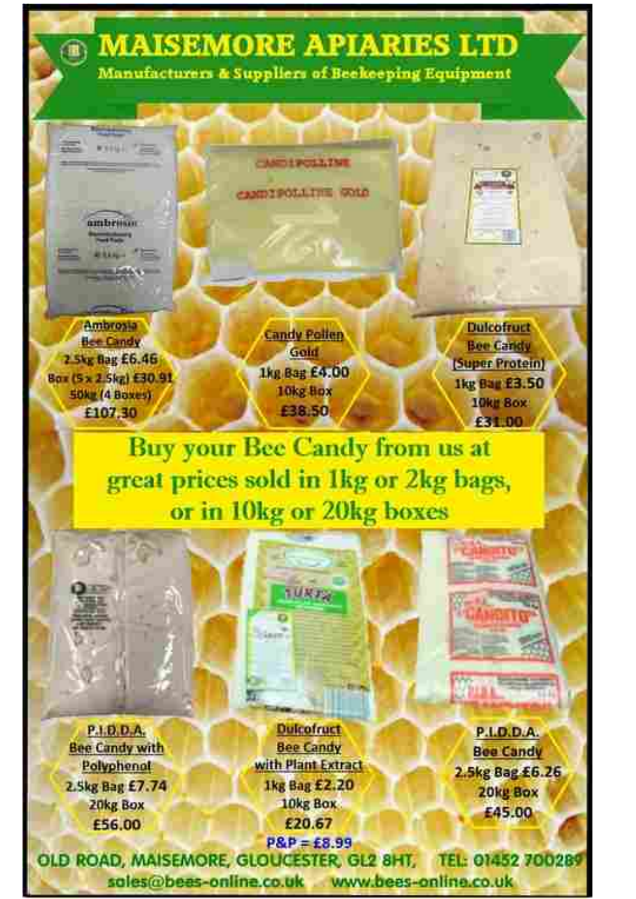# MAISEMORE APIARIES LTD

**Manufacturers & Suppliers of Beekeeping Equipment**

**Ambrosia Bee Candy**
2.5kg Bag £6.46
Box (5 x 2.5kg) £30.91
50kg (4 Boxes) £107.30

**Candy Pollen Gold**
1kg Bag £4.00
10kg Box £38.50

**Dulcofruct Bee Candy (Super Protein)**
1kg Bag £3.50
10kg Box £31.00

## Buy your Bee Candy from us at great prices sold in 1kg or 2kg bags, or in 10kg or 20kg boxes

**P.I.D.D.A. Bee Candy with Polyphenol**
2.5kg Bag £7.74
20kg Box £56.00

**Dulcofruct Bee Candy with Plant Extract**
1kg Bag £2.20
10kg Box £20.67

**P.I.D.D.A. Bee Candy**
2.5kg Bag £6.26
20kg Box £45.00

P&P = £8.99

OLD ROAD, MAISEMORE, GLOUCESTER, GL2 8HT, TEL: 01452 700289
sales@bees-online.co.uk www.bees-online.co.uk